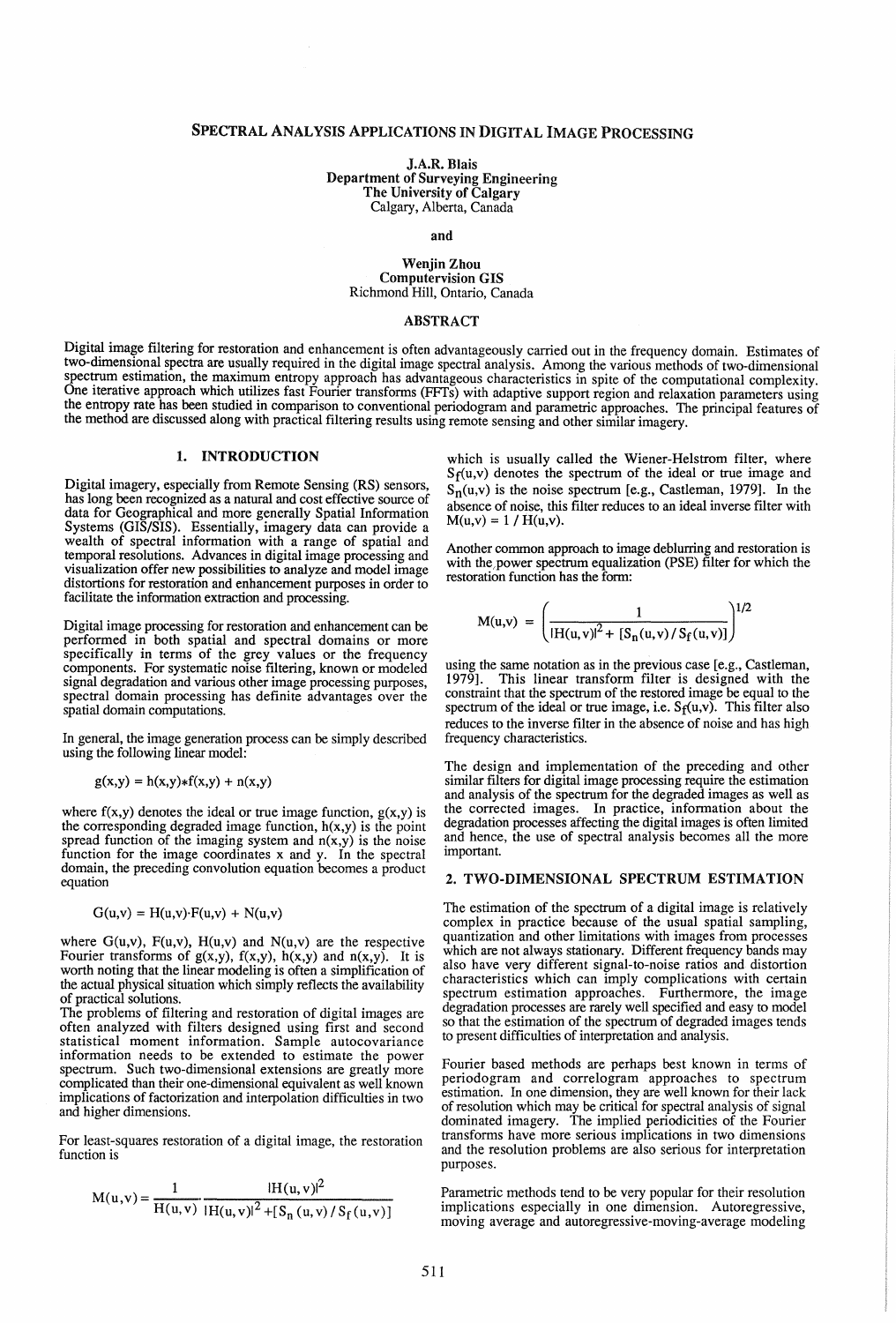# SPECTRAL ANALYSIS APPLICATIONS IN DIGITAL IMAGE PROCESSING

J.A.R. Blais
Department of Surveying Engineering
The University of Calgary
Calgary, Alberta, Canada

and

Wenjin Zhou
Computervision GIS
Richmond Hill, Ontario, Canada

## ABSTRACT

Digital image filtering for restoration and enhancement is often advantageously carried out in the frequency domain. Estimates of two-dimensional spectra are usually required in the digital image spectral analysis. Among the various methods of two-dimensional spectrum estimation, the maximum entropy approach has advantageous characteristics in spite of the computational complexity. One iterative approach which utilizes fast Fourier transforms (FFTs) with adaptive support region and relaxation parameters using the entropy rate has been studied in comparison to conventional periodogram and parametric approaches. The principal features of the method are discussed along with practical filtering results using remote sensing and other similar imagery.

## 1. INTRODUCTION

Digital imagery, especially from Remote Sensing (RS) sensors, has long been recognized as a natural and cost effective source of data for Geographical and more generally Spatial Information Systems (GIS/SIS). Essentially, imagery data can provide a wealth of spectral information with a range of spatial and temporal resolutions. Advances in digital image processing and visualization offer new possibilities to analyze and model image distortions for restoration and enhancement purposes in order to facilitate the information extraction and processing.

Digital image processing for restoration and enhancement can be performed in both spatial and spectral domains or more specifically in terms of the grey values or the frequency components. For systematic noise filtering, known or modeled signal degradation and various other image processing purposes, spectral domain processing has definite advantages over the spatial domain computations.

In general, the image generation process can be simply described using the following linear model:

$$g(x,y) = h(x,y) * f(x,y) + n(x,y)$$

where $f(x,y)$ denotes the ideal or true image function, $g(x,y)$ is the corresponding degraded image function, $h(x,y)$ is the point spread function of the imaging system and $n(x,y)$ is the noise function for the image coordinates x and y. In the spectral domain, the preceding convolution equation becomes a product equation

$$G(u,v) = H(u,v) \cdot F(u,v) + N(u,v)$$

where $G(u,v)$, $F(u,v)$, $H(u,v)$ and $N(u,v)$ are the respective Fourier transforms of $g(x,y)$, $f(x,y)$, $h(x,y)$ and $n(x,y)$. It is worth noting that the linear modeling is often a simplification of the actual physical situation which simply reflects the availability of practical solutions.

The problems of filtering and restoration of digital images are often analyzed with filters designed using first and second statistical moment information. Sample autocovariance information needs to be extended to estimate the power spectrum. Such two-dimensional extensions are greatly more complicated than their one-dimensional equivalent as well known implications of factorization and interpolation difficulties in two and higher dimensions.

For least-squares restoration of a digital image, the restoration function is

$$M(u,v) = \frac{1}{H(u,v)} \frac{|H(u,v)|^2}{|H(u,v)|^2 + [S_n(u,v) / S_f(u,v)]}$$

which is usually called the Wiener-Helstrom filter, where $S_f(u,v)$ denotes the spectrum of the ideal or true image and $S_n(u,v)$ is the noise spectrum [e.g., Castleman, 1979]. In the absence of noise, this filter reduces to an ideal inverse filter with $M(u,v) = 1 / H(u,v)$.

Another common approach to image deblurring and restoration is with the power spectrum equalization (PSE) filter for which the restoration function has the form:

$$M(u,v) = \left( \frac{1}{|H(u,v)|^2 + [S_n(u,v) / S_f(u,v)]} \right)^{1/2}$$

using the same notation as in the previous case [e.g., Castleman, 1979]. This linear transform filter is designed with the constraint that the spectrum of the restored image be equal to the spectrum of the ideal or true image, i.e. $S_f(u,v)$. This filter also reduces to the inverse filter in the absence of noise and has high frequency characteristics.

The design and implementation of the preceding and other similar filters for digital image processing require the estimation and analysis of the spectrum for the degraded images as well as the corrected images. In practice, information about the degradation processes affecting the digital images is often limited and hence, the use of spectral analysis becomes all the more important.

## 2. TWO-DIMENSIONAL SPECTRUM ESTIMATION

The estimation of the spectrum of a digital image is relatively complex in practice because of the usual spatial sampling, quantization and other limitations with images from processes which are not always stationary. Different frequency bands may also have very different signal-to-noise ratios and distortion characteristics which can imply complications with certain spectrum estimation approaches. Furthermore, the image degradation processes are rarely well specified and easy to model so that the estimation of the spectrum of degraded images tends to present difficulties of interpretation and analysis.

Fourier based methods are perhaps best known in terms of periodogram and correlogram approaches to spectrum estimation. In one dimension, they are well known for their lack of resolution which may be critical for spectral analysis of signal dominated imagery. The implied periodicities of the Fourier transforms have more serious implications in two dimensions and the resolution problems are also serious for interpretation purposes.

Parametric methods tend to be very popular for their resolution implications especially in one dimension. Autoregressive, moving average and autoregressive-moving-average modeling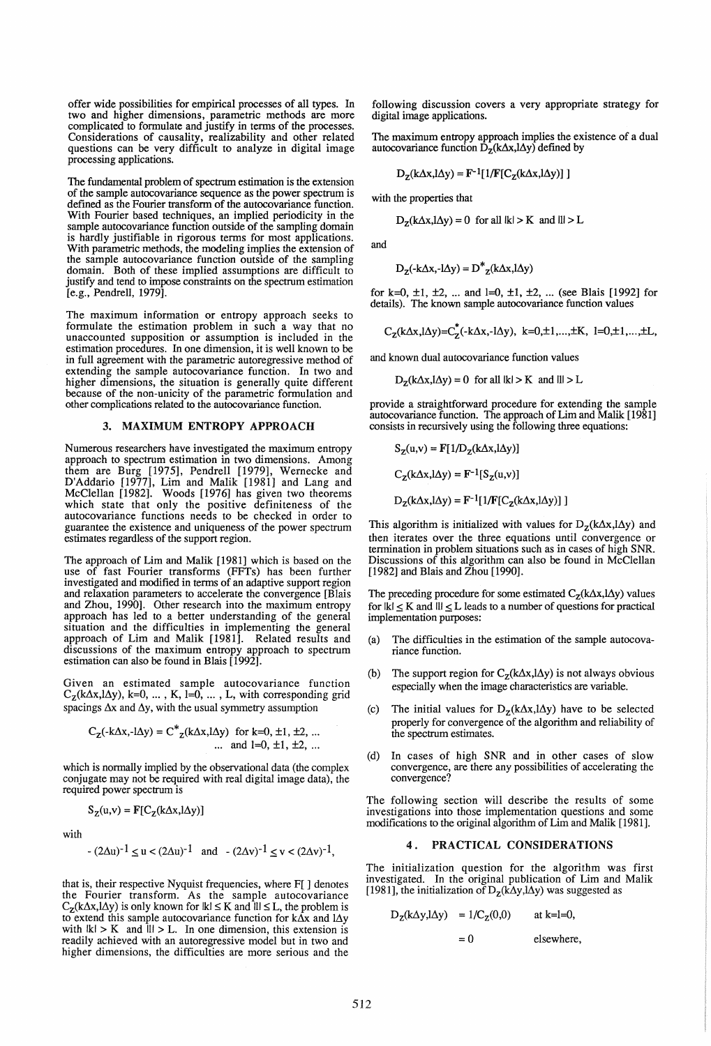offer wide possibilities for empirical processes of all types. In two and higher dimensions, parametric methods are more complicated to formulate and justify in terms of the processes. Considerations of causality, realizability and other related questions can be very difficult to analyze in digital image processing applications.

The fundamental problem of spectrum estimation is the extension of the sample autocovariance sequence as the power spectrum is defined as the Fourier transform of the autocovariance function. With Fourier based techniques, an implied periodicity in the sample autocovariance function outside of the sampling domain is hardly justifiable in rigorous terms for most applications. With parametric methods, the modeling implies the extension of the sample autocovariance function outside of the sampling domain. Both of these implied assumptions are difficult to justify and tend to impose constraints on the spectrum estimation [e.g., Pendrell, 1979].

The maximum information or entropy approach seeks to formulate the estimation problem in such a way that no unaccounted supposition or assumption is included in the estimation procedures. In one dimension, it is well known to be in full agreement with the parametric autoregressive method of extending the sample autocovariance function. In two and higher dimensions, the situation is generally quite different because of the non-unicity of the parametric formulation and other complications related to the autocovariance function.

## 3. MAXIMUM ENTROPY APPROACH

Numerous researchers have investigated the maximum entropy approach to spectrum estimation in two dimensions. Among them are Burg [1975], Pendrell [1979], Wernecke and D'Addario [1977], Lim and Malik [1981] and Lang and McClellan [1982]. Woods [1976] has given two theorems which state that only the positive definiteness of the autocovariance functions needs to be checked in order to guarantee the existence and uniqueness of the power spectrum estimates regardless of the support region.

The approach of Lim and Malik [1981] which is based on the use of fast Fourier transforms (FFTs) has been further investigated and modified in terms of an adaptive support region and relaxation parameters to accelerate the convergence [Blais and Zhou, 1990]. Other research into the maximum entropy approach has led to a better understanding of the general situation and the difficulties in implementing the general approach of Lim and Malik [1981]. Related results and discussions of the maximum entropy approach to spectrum estimation can also be found in Blais [1992].

Given an estimated sample autocovariance function $C_z(k\Delta x, l\Delta y)$, $k=0, \ldots, K$, $l=0, \ldots, L$, with corresponding grid spacings $\Delta x$ and $\Delta y$, with the usual symmetry assumption

$$C_z(-k\Delta x, -l\Delta y) = C^*_z(k\Delta x, l\Delta y) \quad \text{for } k=0, \pm1, \pm2, \ldots \text{ and } l=0, \pm1, \pm2, \ldots$$

which is normally implied by the observational data (the complex conjugate may not be required with real digital image data), the required power spectrum is

$$S_z(u,v) = \mathbf{F}[C_z(k\Delta x, l\Delta y)]$$

with

$$-(2\Delta u)^{-1} \le u < (2\Delta u)^{-1} \quad \text{and} \quad -(2\Delta v)^{-1} \le v < (2\Delta v)^{-1},$$

that is, their respective Nyquist frequencies, where F[ ] denotes the Fourier transform. As the sample autocovariance $C_z(k\Delta x, l\Delta y)$ is only known for $|k| \le K$ and $|l| \le L$, the problem is to extend this sample autocovariance function for $k\Delta x$ and $l\Delta y$ with $|k| > K$ and $|l| > L$. In one dimension, this extension is readily achieved with an autoregressive model but in two and higher dimensions, the difficulties are more serious and the following discussion covers a very appropriate strategy for digital image applications.

The maximum entropy approach implies the existence of a dual autocovariance function $D_z(k\Delta x, l\Delta y)$ defined by

$$D_z(k\Delta x, l\Delta y) = \mathbf{F}^{-1}[1/\mathbf{F}[C_z(k\Delta x, l\Delta y)]]$$

with the properties that

$$D_z(k\Delta x, l\Delta y) = 0 \quad \text{for all } |k| > K \text{ and } |l| > L$$

and

$$D_z(-k\Delta x, -l\Delta y) = D^*_z(k\Delta x, l\Delta y)$$

for $k=0, \pm1, \pm2, \ldots$ and $l=0, \pm1, \pm2, \ldots$ (see Blais [1992] for details). The known sample autocovariance function values

$$C_z(k\Delta x, l\Delta y) = C^*_z(-k\Delta x, -l\Delta y), \quad k=0, \pm1, \ldots, \pm K, \quad l=0, \pm1, \ldots, \pm L,$$

and known dual autocovariance function values

$$D_z(k\Delta x, l\Delta y) = 0 \quad \text{for all } |k| > K \text{ and } |l| > L$$

provide a straightforward procedure for extending the sample autocovariance function. The approach of Lim and Malik [1981] consists in recursively using the following three equations:

$$S_z(u,v) = \mathbf{F}[1/D_z(k\Delta x, l\Delta y)]$$

$$C_z(k\Delta x, l\Delta y) = \mathbf{F}^{-1}[S_z(u,v)]$$

$$D_z(k\Delta x, l\Delta y) = \mathbf{F}^{-1}[1/\mathbf{F}[C_z(k\Delta x, l\Delta y)]]$$

This algorithm is initialized with values for $D_z(k\Delta x, l\Delta y)$ and then iterates over the three equations until convergence or termination in problem situations such as in cases of high SNR. Discussions of this algorithm can also be found in McClellan [1982] and Blais and Zhou [1990].

The preceding procedure for some estimated $C_z(k\Delta x, l\Delta y)$ values for $|k| \le K$ and $|l| \le L$ leads to a number of questions for practical implementation purposes:

(a) The difficulties in the estimation of the sample autocovariance function.

(b) The support region for $C_z(k\Delta x, l\Delta y)$ is not always obvious especially when the image characteristics are variable.

(c) The initial values for $D_z(k\Delta x, l\Delta y)$ have to be selected properly for convergence of the algorithm and reliability of the spectrum estimates.

(d) In cases of high SNR and in other cases of slow convergence, are there any possibilities of accelerating the convergence?

The following section will describe the results of some investigations into those implementation questions and some modifications to the original algorithm of Lim and Malik [1981].

## 4. PRACTICAL CONSIDERATIONS

The initialization question for the algorithm was first investigated. In the original publication of Lim and Malik [1981], the initialization of $D_z(k\Delta y, l\Delta y)$ was suggested as

$$D_z(k\Delta y, l\Delta y) = 1/C_z(0,0) \quad \text{at } k=l=0,$$

$$= 0 \quad \text{elsewhere,}$$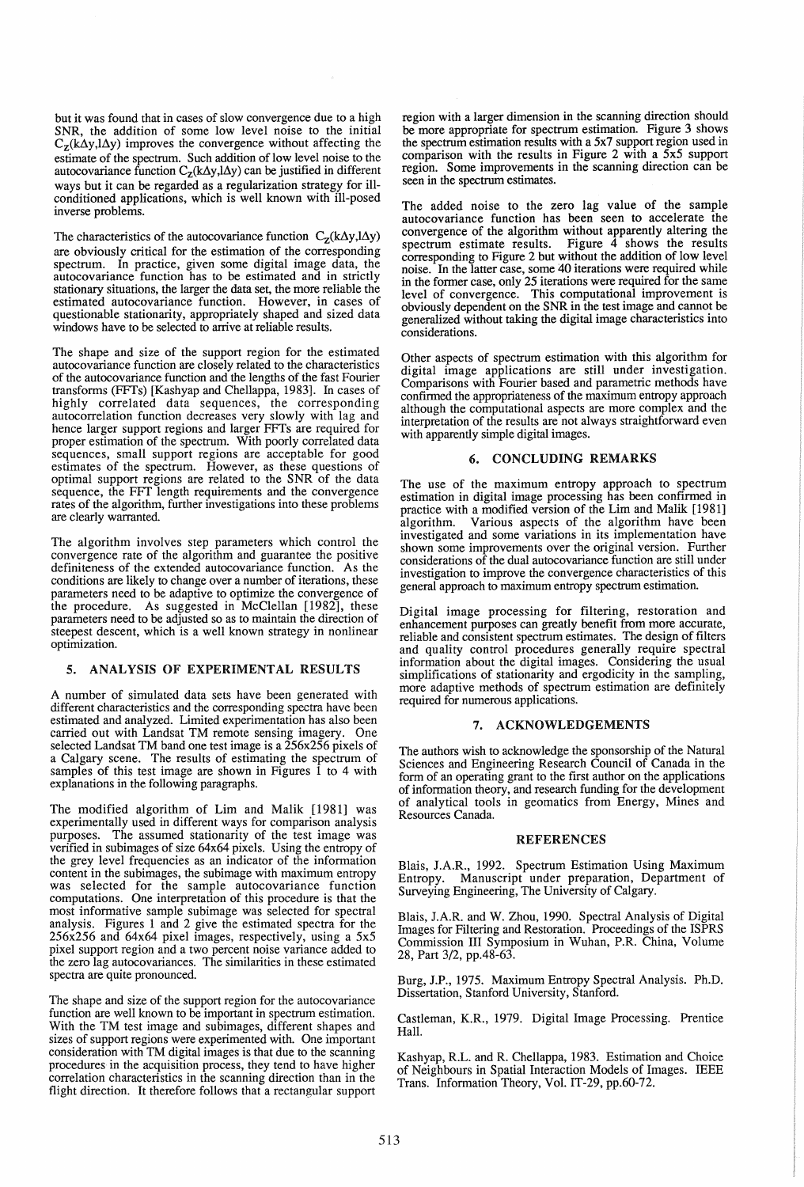but it was found that in cases of slow convergence due to a high SNR, the addition of some low level noise to the initial $C_z(k\Delta y, l\Delta y)$ improves the convergence without affecting the estimate of the spectrum. Such addition of low level noise to the autocovariance function $C_z(k\Delta y, l\Delta y)$ can be justified in different ways but it can be regarded as a regularization strategy for ill-conditioned applications, which is well known with ill-posed inverse problems.

The characteristics of the autocovariance function $C_z(k\Delta y, l\Delta y)$ are obviously critical for the estimation of the corresponding spectrum. In practice, given some digital image data, the autocovariance function has to be estimated and in strictly stationary situations, the larger the data set, the more reliable the estimated autocovariance function. However, in cases of questionable stationarity, appropriately shaped and sized data windows have to be selected to arrive at reliable results.

The shape and size of the support region for the estimated autocovariance function are closely related to the characteristics of the autocovariance function and the lengths of the fast Fourier transforms (FFTs) [Kashyap and Chellappa, 1983]. In cases of highly correlated data sequences, the corresponding autocorrelation function decreases very slowly with lag and hence larger support regions and larger FFTs are required for proper estimation of the spectrum. With poorly correlated data sequences, small support regions are acceptable for good estimates of the spectrum. However, as these questions of optimal support regions are related to the SNR of the data sequence, the FFT length requirements and the convergence rates of the algorithm, further investigations into these problems are clearly warranted.

The algorithm involves step parameters which control the convergence rate of the algorithm and guarantee the positive definiteness of the extended autocovariance function. As the conditions are likely to change over a number of iterations, these parameters need to be adaptive to optimize the convergence of the procedure. As suggested in McClellan [1982], these parameters need to be adjusted so as to maintain the direction of steepest descent, which is a well known strategy in nonlinear optimization.

## 5. ANALYSIS OF EXPERIMENTAL RESULTS

A number of simulated data sets have been generated with different characteristics and the corresponding spectra have been estimated and analyzed. Limited experimentation has also been carried out with Landsat TM remote sensing imagery. One selected Landsat TM band one test image is a 256x256 pixels of a Calgary scene. The results of estimating the spectrum of samples of this test image are shown in Figures 1 to 4 with explanations in the following paragraphs.

The modified algorithm of Lim and Malik [1981] was experimentally used in different ways for comparison analysis purposes. The assumed stationarity of the test image was verified in subimages of size 64x64 pixels. Using the entropy of the grey level frequencies as an indicator of the information content in the subimages, the subimage with maximum entropy was selected for the sample autocovariance function computations. One interpretation of this procedure is that the most informative sample subimage was selected for spectral analysis. Figures 1 and 2 give the estimated spectra for the 256x256 and 64x64 pixel images, respectively, using a 5x5 pixel support region and a two percent noise variance added to the zero lag autocovariances. The similarities in these estimated spectra are quite pronounced.

The shape and size of the support region for the autocovariance function are well known to be important in spectrum estimation. With the TM test image and subimages, different shapes and sizes of support regions were experimented with. One important consideration with TM digital images is that due to the scanning procedures in the acquisition process, they tend to have higher correlation characteristics in the scanning direction than in the flight direction. It therefore follows that a rectangular support region with a larger dimension in the scanning direction should be more appropriate for spectrum estimation. Figure 3 shows the spectrum estimation results with a 5x7 support region used in comparison with the results in Figure 2 with a 5x5 support region. Some improvements in the scanning direction can be seen in the spectrum estimates.

The added noise to the zero lag value of the sample autocovariance function has been seen to accelerate the convergence of the algorithm without apparently altering the spectrum estimate results. Figure 4 shows the results corresponding to Figure 2 but without the addition of low level noise. In the latter case, some 40 iterations were required while in the former case, only 25 iterations were required for the same level of convergence. This computational improvement is obviously dependent on the SNR in the test image and cannot be generalized without taking the digital image characteristics into considerations.

Other aspects of spectrum estimation with this algorithm for digital image applications are still under investigation. Comparisons with Fourier based and parametric methods have confirmed the appropriateness of the maximum entropy approach although the computational aspects are more complex and the interpretation of the results are not always straightforward even with apparently simple digital images.

## 6. CONCLUDING REMARKS

The use of the maximum entropy approach to spectrum estimation in digital image processing has been confirmed in practice with a modified version of the Lim and Malik [1981] algorithm. Various aspects of the algorithm have been investigated and some variations in its implementation have shown some improvements over the original version. Further considerations of the dual autocovariance function are still under investigation to improve the convergence characteristics of this general approach to maximum entropy spectrum estimation.

Digital image processing for filtering, restoration and enhancement purposes can greatly benefit from more accurate, reliable and consistent spectrum estimates. The design of filters and quality control procedures generally require spectral information about the digital images. Considering the usual simplifications of stationarity and ergodicity in the sampling, more adaptive methods of spectrum estimation are definitely required for numerous applications.

## 7. ACKNOWLEDGEMENTS

The authors wish to acknowledge the sponsorship of the Natural Sciences and Engineering Research Council of Canada in the form of an operating grant to the first author on the applications of information theory, and research funding for the development of analytical tools in geomatics from Energy, Mines and Resources Canada.

## REFERENCES

Blais, J.A.R., 1992. Spectrum Estimation Using Maximum Entropy. Manuscript under preparation, Department of Surveying Engineering, The University of Calgary.

Blais, J.A.R. and W. Zhou, 1990. Spectral Analysis of Digital Images for Filtering and Restoration. Proceedings of the ISPRS Commission III Symposium in Wuhan, P.R. China, Volume 28, Part 3/2, pp.48-63.

Burg, J.P., 1975. Maximum Entropy Spectral Analysis. Ph.D. Dissertation, Stanford University, Stanford.

Castleman, K.R., 1979. Digital Image Processing. Prentice Hall.

Kashyap, R.L. and R. Chellappa, 1983. Estimation and Choice of Neighbours in Spatial Interaction Models of Images. IEEE Trans. Information Theory, Vol. IT-29, pp.60-72.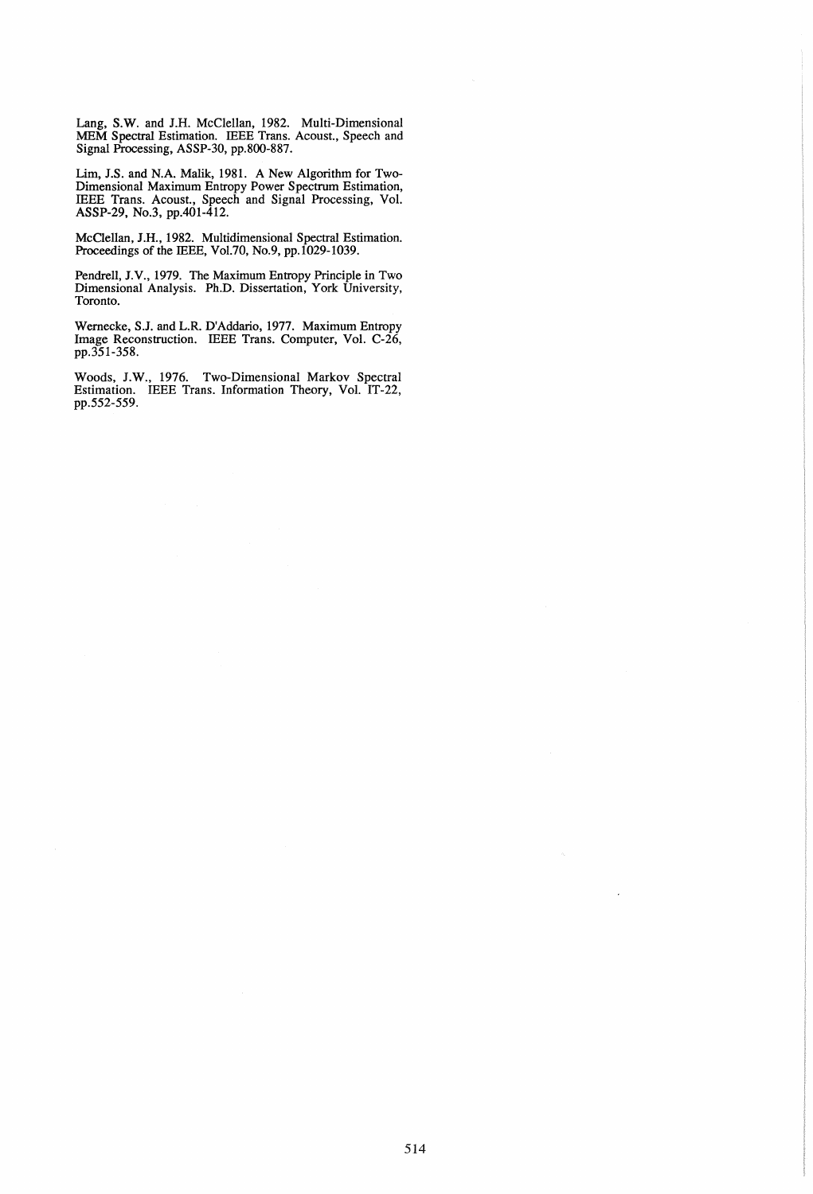Lang, S.W. and J.H. McClellan, 1982. Multi-Dimensional MEM Spectral Estimation. IEEE Trans. Acoust., Speech and Signal Processing, ASSP-30, pp.800-887.

Lim, J.S. and N.A. Malik, 1981. A New Algorithm for Two-Dimensional Maximum Entropy Power Spectrum Estimation, IEEE Trans. Acoust., Speech and Signal Processing, Vol. ASSP-29, No.3, pp.401-412.

McClellan, J.H., 1982. Multidimensional Spectral Estimation. Proceedings of the IEEE, Vol.70, No.9, pp.1029-1039.

Pendrell, J.V., 1979. The Maximum Entropy Principle in Two Dimensional Analysis. Ph.D. Dissertation, York University, Toronto.

Wernecke, S.J. and L.R. D'Addario, 1977. Maximum Entropy Image Reconstruction. IEEE Trans. Computer, Vol. C-26, pp.351-358.

Woods, J.W., 1976. Two-Dimensional Markov Spectral Estimation. IEEE Trans. Information Theory, Vol. IT-22, pp.552-559.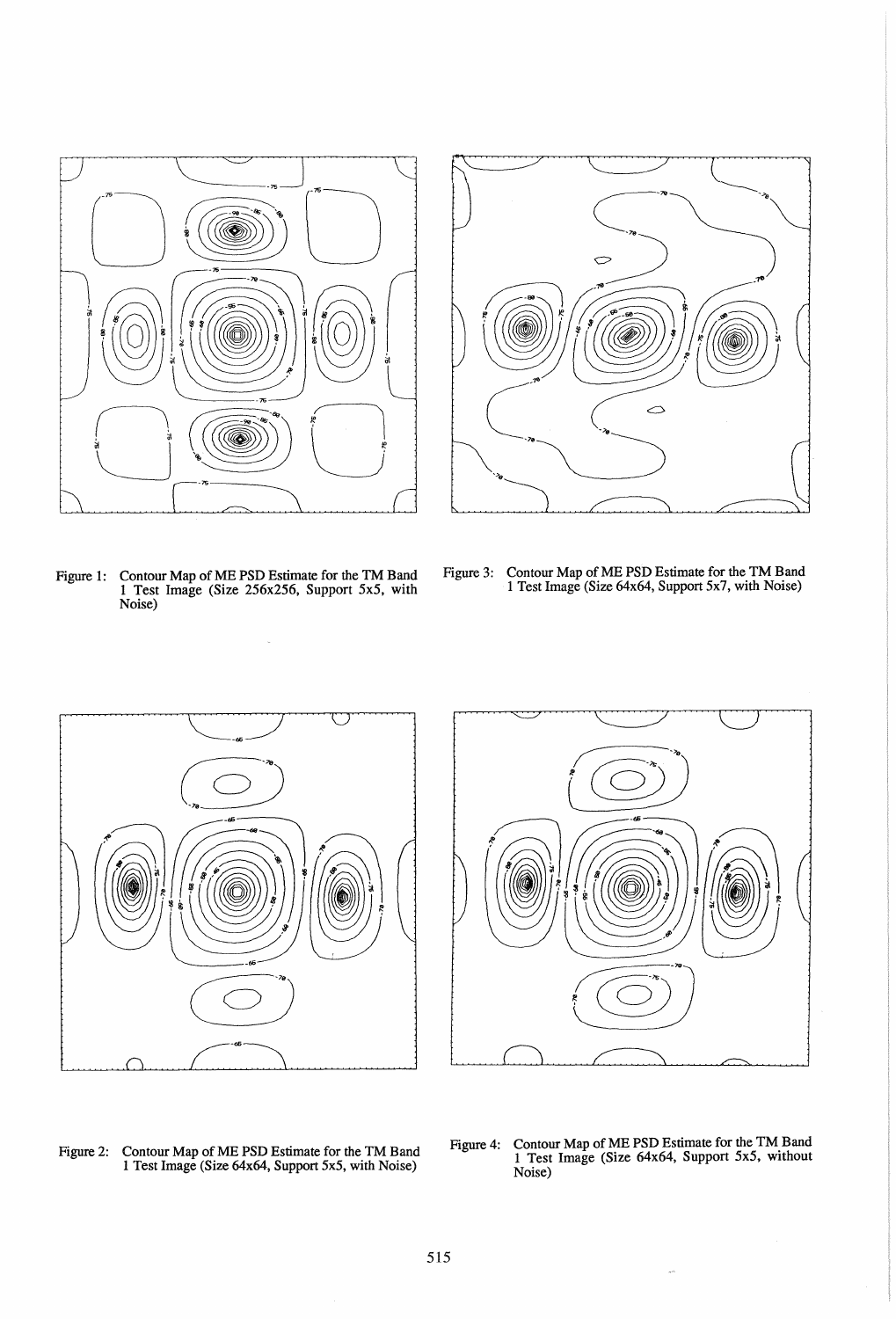Figure 1: Contour Map of ME PSD Estimate for the TM Band 1 Test Image (Size 256x256, Support 5x5, with Noise)

Figure 3: Contour Map of ME PSD Estimate for the TM Band 1 Test Image (Size 64x64, Support 5x7, with Noise)

Figure 2: Contour Map of ME PSD Estimate for the TM Band 1 Test Image (Size 64x64, Support 5x5, with Noise)

Figure 4: Contour Map of ME PSD Estimate for the TM Band 1 Test Image (Size 64x64, Support 5x5, without Noise)